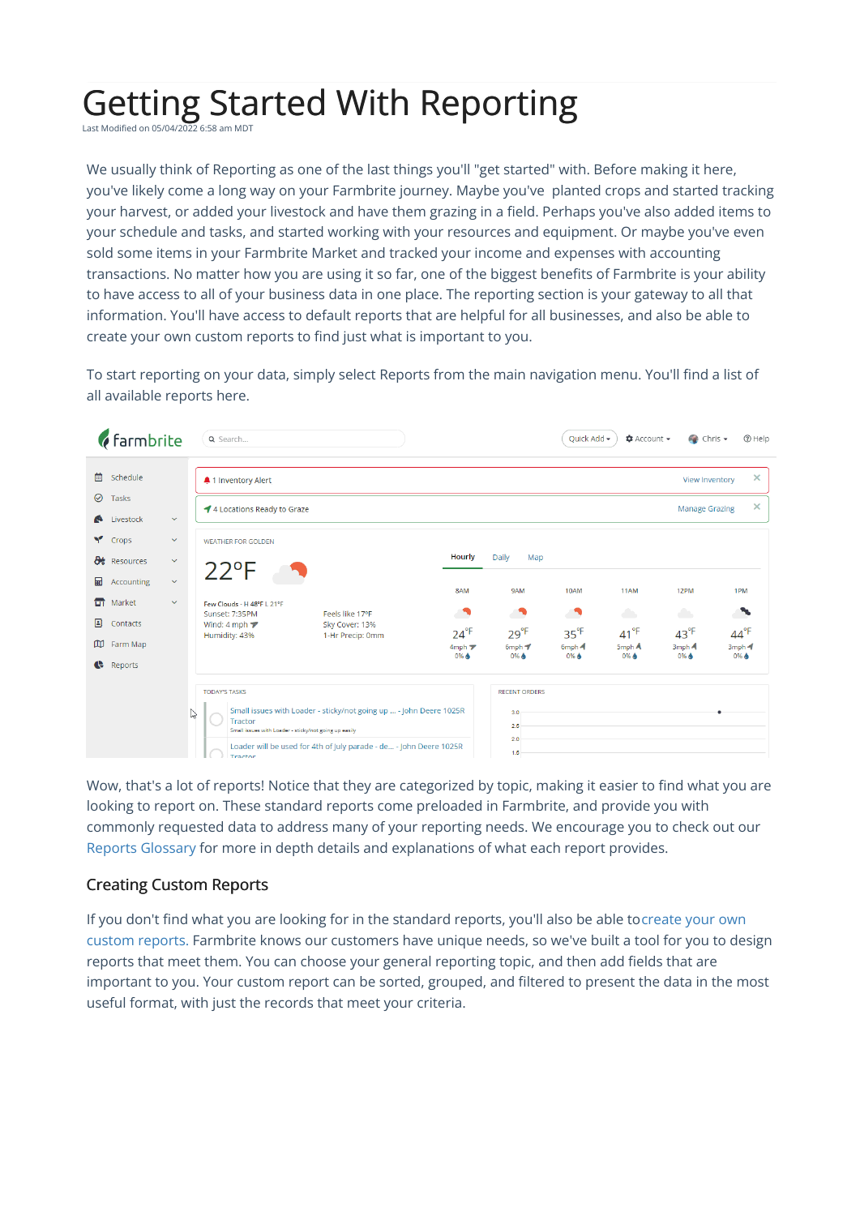# Getting Started With Reporting

Last Modified on 05/04/2022 6:58 am MDT

We usually think of Reporting as one of the last things you'll "get started" with. Before making it here, you've likely come a long way on your Farmbrite journey. Maybe you've planted crops and started tracking your harvest, or added your livestock and have them grazing in a field. Perhaps you've also added items to your schedule and tasks, and started working with your resources and equipment. Or maybe you've even sold some items in your Farmbrite Market and tracked your income and expenses with accounting transactions. No matter how you are using it so far, one of the biggest benefits of Farmbrite is your ability to have access to all of your business data in one place. The reporting section is your gateway to all that information. You'll have access to default reports that are helpful for all businesses, and also be able to create your own custom reports to find just what is important to you.

To start reporting on your data, simply select Reports from the main navigation menu. You'll find a list of all available reports here.

Wow, that's a lot of reports! Notice that they are categorized by topic, making it easier to find what you are looking to report on. These standard reports come preloaded in Farmbrite, and provide you with commonly requested data to address many of your reporting needs. We encourage you to check out our Reports Glossary for more in depth details and explanations of what each report provides.

## Creating Custom Reports

If you don't find what you are looking for in the standard reports, you'll also be able to create your own custom reports. Farmbrite knows our customers have unique needs, so we've built a tool for you to design reports that meet them. You can choose your general reporting topic, and then add fields that are important to you. Your custom report can be sorted, grouped, and filtered to present the data in the most useful format, with just the records that meet your criteria.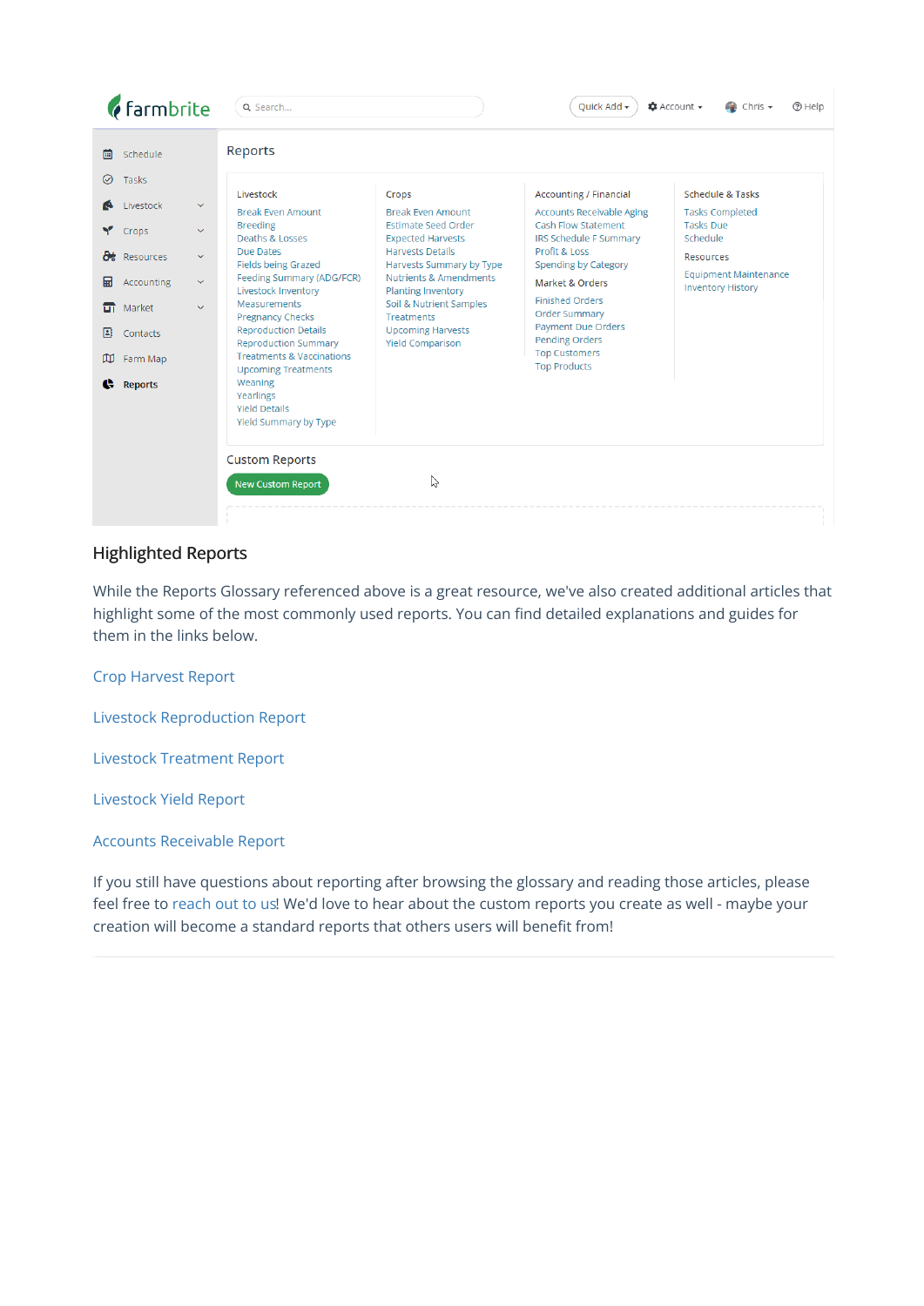Reports

**Livestock**

- Break Even Amount
- Breeding
- Deaths & Losses
- Due Dates
- Fields being Grazed
- Feeding Summary (ADG/FCR)
- Livestock Inventory
- Measurements
- Pregnancy Checks
- Reproduction Details
- Reproduction Summary
- Treatments & Vaccinations
- Upcoming Treatments
- Weaning
- Yearlings
- Yield Details
- Yield Summary by Type

**Crops**

- Break Even Amount
- Estimate Seed Order
- Expected Harvests
- Harvests Details
- Harvests Summary by Type
- Nutrients & Amendments
- Planting Inventory
- Soil & Nutrient Samples
- Treatments
- Upcoming Harvests
- Yield Comparison

**Accounting / Financial**

- Accounts Receivable Aging
- Cash Flow Statement
- IRS Schedule F Summary
- Profit & Loss
- Spending by Category

**Market & Orders**

- Finished Orders
- Order Summary
- Payment Due Orders
- Pending Orders
- Top Customers
- Top Products

**Schedule & Tasks**

- Tasks Completed
- Tasks Due
- Schedule

**Resources**

- Equipment Maintenance
- Inventory History

Custom Reports

New Custom Report

## Highlighted Reports

While the Reports Glossary referenced above is a great resource, we've also created additional articles that highlight some of the most commonly used reports. You can find detailed explanations and guides for them in the links below.

Crop Harvest Report

Livestock Reproduction Report

Livestock Treatment Report

Livestock Yield Report

Accounts Receivable Report

If you still have questions about reporting after browsing the glossary and reading those articles, please feel free to reach out to us! We'd love to hear about the custom reports you create as well - maybe your creation will become a standard reports that others users will benefit from!